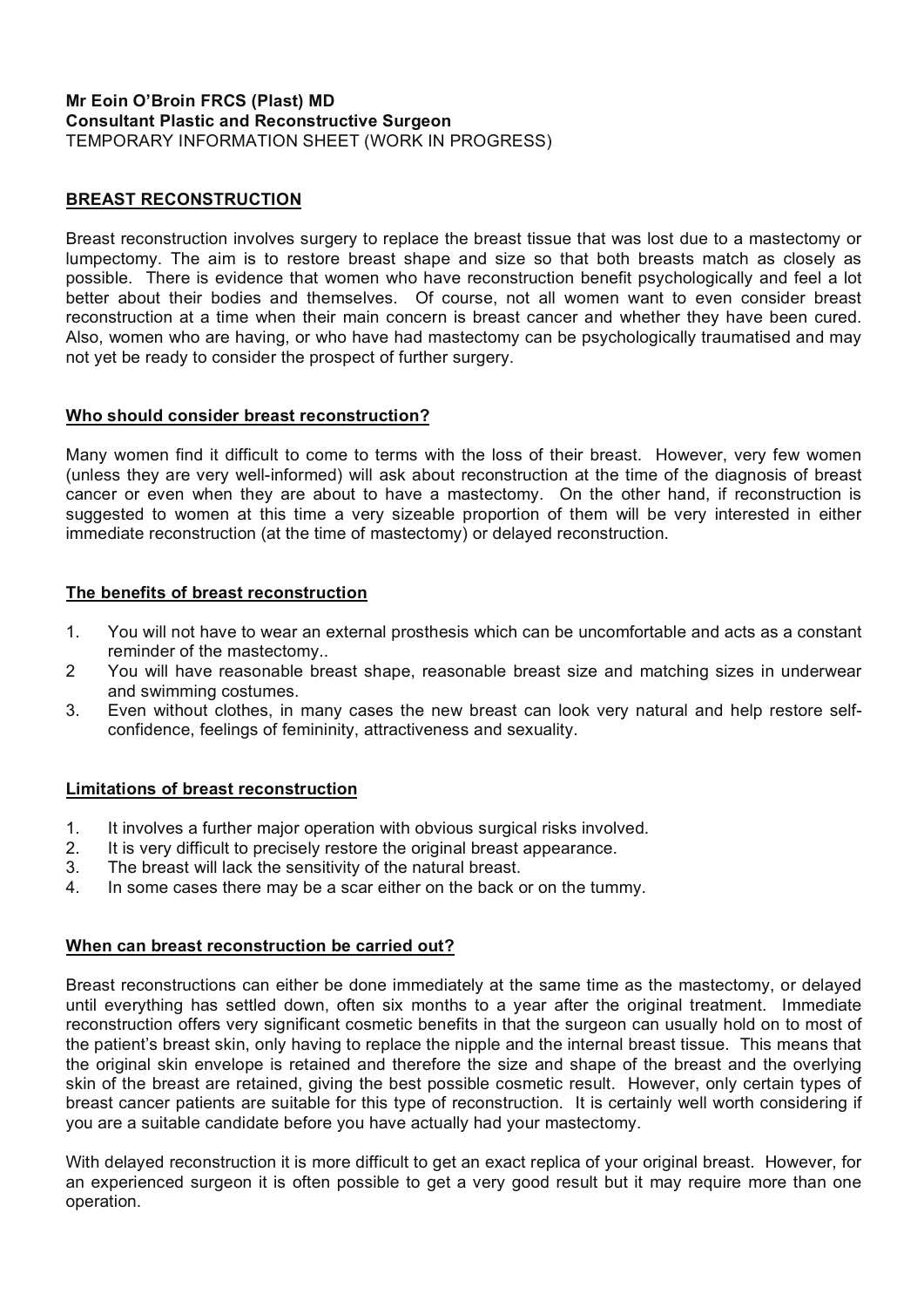**Mr Eoin O'Broin FRCS (Plast) MD**
**Consultant Plastic and Reconstructive Surgeon**
TEMPORARY INFORMATION SHEET (WORK IN PROGRESS)

## BREAST RECONSTRUCTION

Breast reconstruction involves surgery to replace the breast tissue that was lost due to a mastectomy or lumpectomy. The aim is to restore breast shape and size so that both breasts match as closely as possible. There is evidence that women who have reconstruction benefit psychologically and feel a lot better about their bodies and themselves. Of course, not all women want to even consider breast reconstruction at a time when their main concern is breast cancer and whether they have been cured. Also, women who are having, or who have had mastectomy can be psychologically traumatised and may not yet be ready to consider the prospect of further surgery.

### Who should consider breast reconstruction?

Many women find it difficult to come to terms with the loss of their breast. However, very few women (unless they are very well-informed) will ask about reconstruction at the time of the diagnosis of breast cancer or even when they are about to have a mastectomy. On the other hand, if reconstruction is suggested to women at this time a very sizeable proportion of them will be very interested in either immediate reconstruction (at the time of mastectomy) or delayed reconstruction.

### The benefits of breast reconstruction

1. You will not have to wear an external prosthesis which can be uncomfortable and acts as a constant reminder of the mastectomy..
2. You will have reasonable breast shape, reasonable breast size and matching sizes in underwear and swimming costumes.
3. Even without clothes, in many cases the new breast can look very natural and help restore self-confidence, feelings of femininity, attractiveness and sexuality.

### Limitations of breast reconstruction

1. It involves a further major operation with obvious surgical risks involved.
2. It is very difficult to precisely restore the original breast appearance.
3. The breast will lack the sensitivity of the natural breast.
4. In some cases there may be a scar either on the back or on the tummy.

### When can breast reconstruction be carried out?

Breast reconstructions can either be done immediately at the same time as the mastectomy, or delayed until everything has settled down, often six months to a year after the original treatment. Immediate reconstruction offers very significant cosmetic benefits in that the surgeon can usually hold on to most of the patient's breast skin, only having to replace the nipple and the internal breast tissue. This means that the original skin envelope is retained and therefore the size and shape of the breast and the overlying skin of the breast are retained, giving the best possible cosmetic result. However, only certain types of breast cancer patients are suitable for this type of reconstruction. It is certainly well worth considering if you are a suitable candidate before you have actually had your mastectomy.

With delayed reconstruction it is more difficult to get an exact replica of your original breast. However, for an experienced surgeon it is often possible to get a very good result but it may require more than one operation.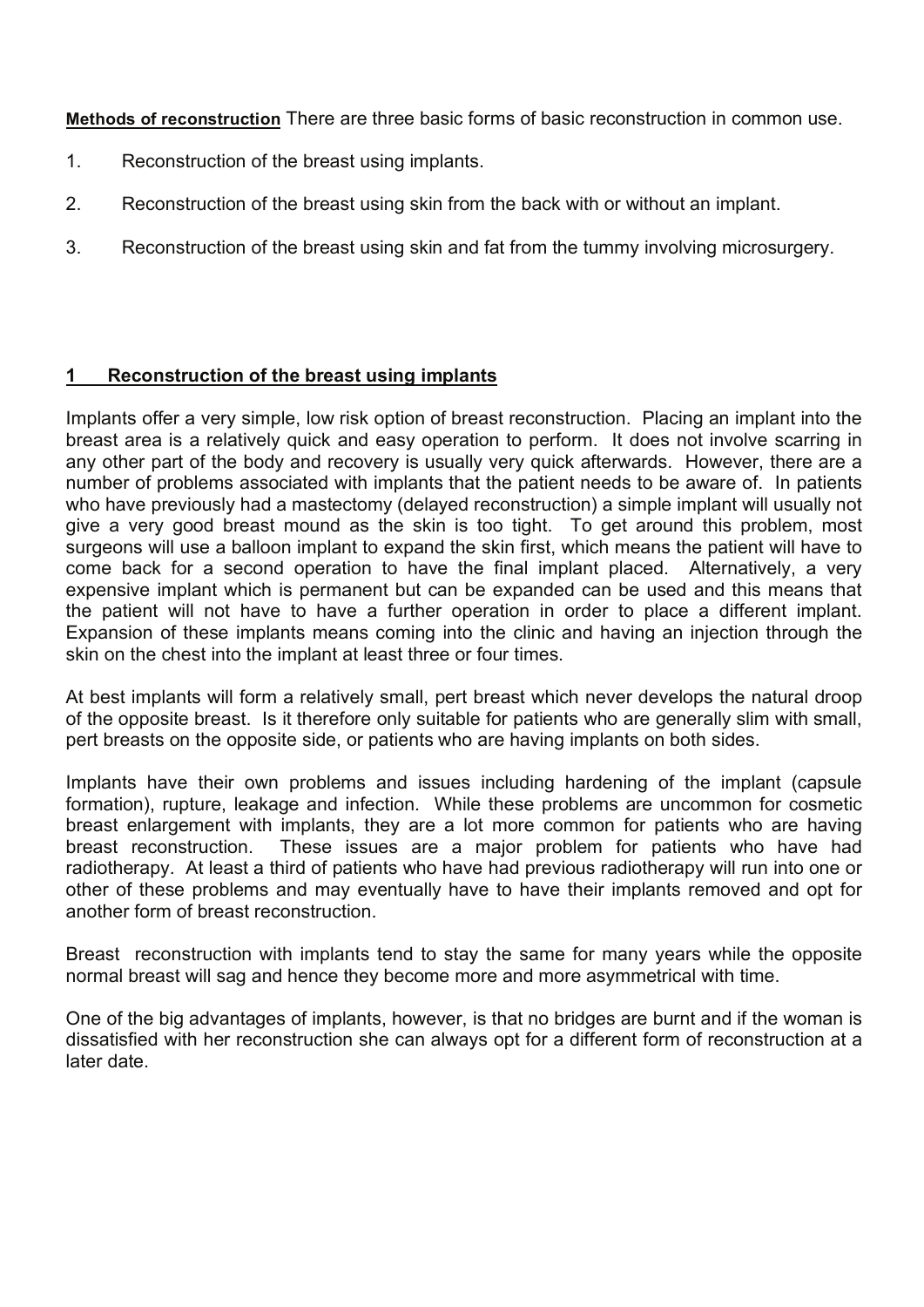**Methods of reconstruction** There are three basic forms of basic reconstruction in common use.

1. Reconstruction of the breast using implants.
2. Reconstruction of the breast using skin from the back with or without an implant.
3. Reconstruction of the breast using skin and fat from the tummy involving microsurgery.

## 1 Reconstruction of the breast using implants

Implants offer a very simple, low risk option of breast reconstruction. Placing an implant into the breast area is a relatively quick and easy operation to perform. It does not involve scarring in any other part of the body and recovery is usually very quick afterwards. However, there are a number of problems associated with implants that the patient needs to be aware of. In patients who have previously had a mastectomy (delayed reconstruction) a simple implant will usually not give a very good breast mound as the skin is too tight. To get around this problem, most surgeons will use a balloon implant to expand the skin first, which means the patient will have to come back for a second operation to have the final implant placed. Alternatively, a very expensive implant which is permanent but can be expanded can be used and this means that the patient will not have to have a further operation in order to place a different implant. Expansion of these implants means coming into the clinic and having an injection through the skin on the chest into the implant at least three or four times.

At best implants will form a relatively small, pert breast which never develops the natural droop of the opposite breast. Is it therefore only suitable for patients who are generally slim with small, pert breasts on the opposite side, or patients who are having implants on both sides.

Implants have their own problems and issues including hardening of the implant (capsule formation), rupture, leakage and infection. While these problems are uncommon for cosmetic breast enlargement with implants, they are a lot more common for patients who are having breast reconstruction. These issues are a major problem for patients who have had radiotherapy. At least a third of patients who have had previous radiotherapy will run into one or other of these problems and may eventually have to have their implants removed and opt for another form of breast reconstruction.

Breast reconstruction with implants tend to stay the same for many years while the opposite normal breast will sag and hence they become more and more asymmetrical with time.

One of the big advantages of implants, however, is that no bridges are burnt and if the woman is dissatisfied with her reconstruction she can always opt for a different form of reconstruction at a later date.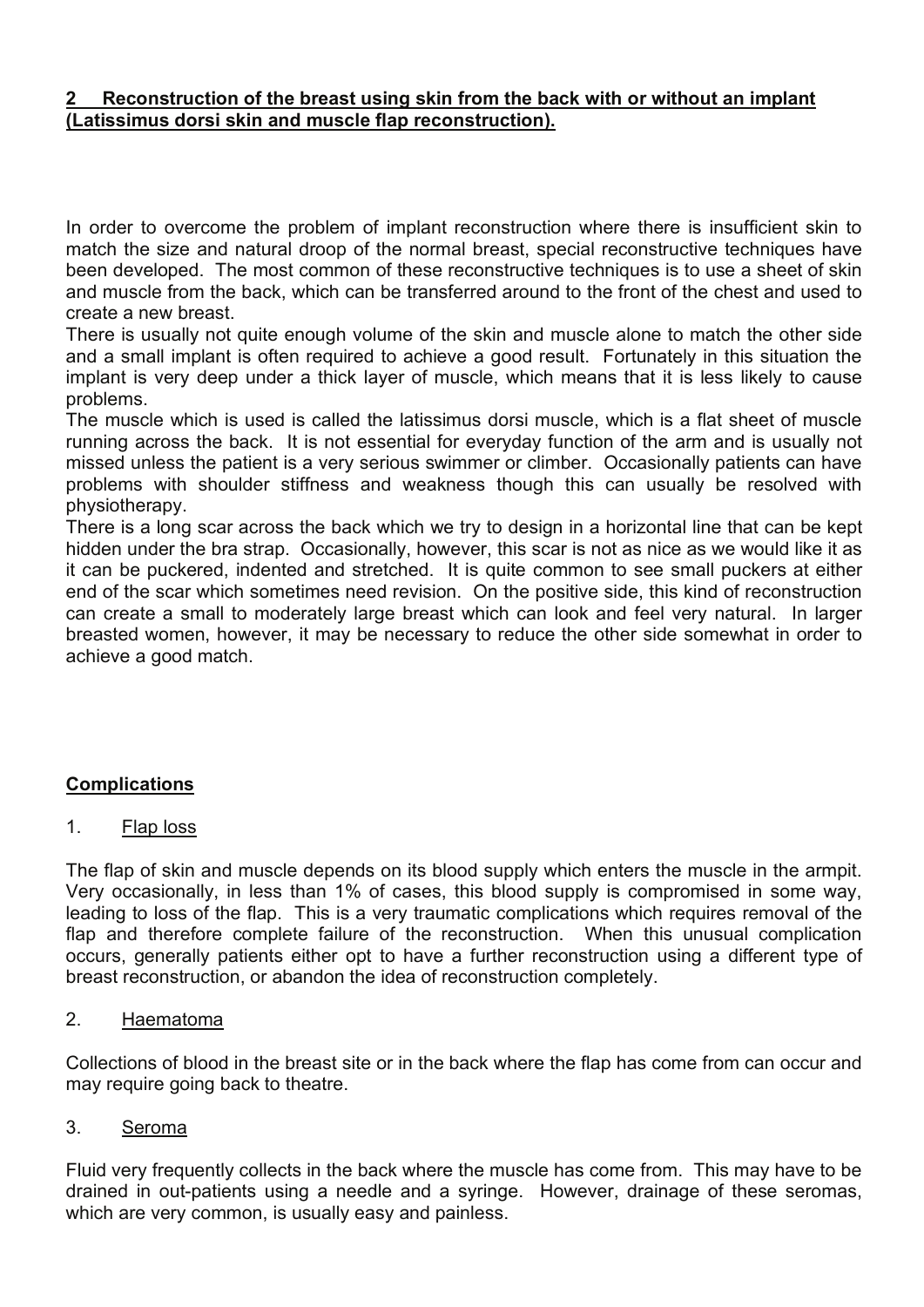## **2 Reconstruction of the breast using skin from the back with or without an implant (Latissimus dorsi skin and muscle flap reconstruction).**

In order to overcome the problem of implant reconstruction where there is insufficient skin to match the size and natural droop of the normal breast, special reconstructive techniques have been developed. The most common of these reconstructive techniques is to use a sheet of skin and muscle from the back, which can be transferred around to the front of the chest and used to create a new breast.

There is usually not quite enough volume of the skin and muscle alone to match the other side and a small implant is often required to achieve a good result. Fortunately in this situation the implant is very deep under a thick layer of muscle, which means that it is less likely to cause problems.

The muscle which is used is called the latissimus dorsi muscle, which is a flat sheet of muscle running across the back. It is not essential for everyday function of the arm and is usually not missed unless the patient is a very serious swimmer or climber. Occasionally patients can have problems with shoulder stiffness and weakness though this can usually be resolved with physiotherapy.

There is a long scar across the back which we try to design in a horizontal line that can be kept hidden under the bra strap. Occasionally, however, this scar is not as nice as we would like it as it can be puckered, indented and stretched. It is quite common to see small puckers at either end of the scar which sometimes need revision. On the positive side, this kind of reconstruction can create a small to moderately large breast which can look and feel very natural. In larger breasted women, however, it may be necessary to reduce the other side somewhat in order to achieve a good match.

### **Complications**

1. Flap loss

The flap of skin and muscle depends on its blood supply which enters the muscle in the armpit. Very occasionally, in less than 1% of cases, this blood supply is compromised in some way, leading to loss of the flap. This is a very traumatic complications which requires removal of the flap and therefore complete failure of the reconstruction. When this unusual complication occurs, generally patients either opt to have a further reconstruction using a different type of breast reconstruction, or abandon the idea of reconstruction completely.

2. Haematoma

Collections of blood in the breast site or in the back where the flap has come from can occur and may require going back to theatre.

3. Seroma

Fluid very frequently collects in the back where the muscle has come from. This may have to be drained in out-patients using a needle and a syringe. However, drainage of these seromas, which are very common, is usually easy and painless.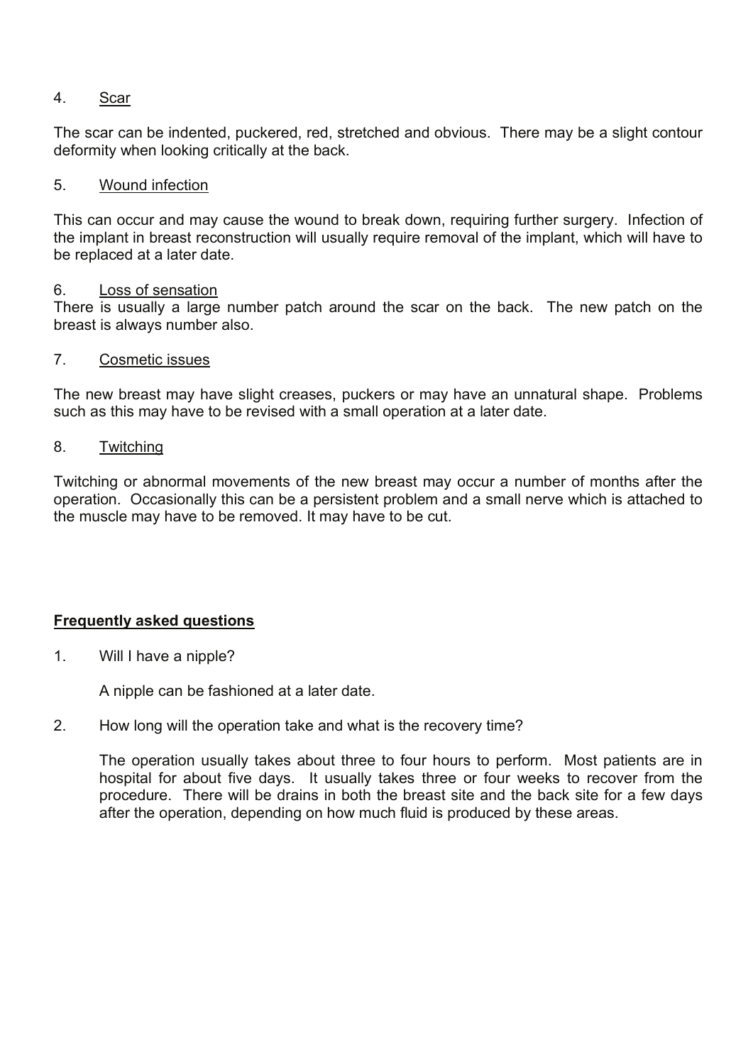4. <u>Scar</u>

The scar can be indented, puckered, red, stretched and obvious. There may be a slight contour deformity when looking critically at the back.

5. <u>Wound infection</u>

This can occur and may cause the wound to break down, requiring further surgery. Infection of the implant in breast reconstruction will usually require removal of the implant, which will have to be replaced at a later date.

6. <u>Loss of sensation</u>

There is usually a large number patch around the scar on the back. The new patch on the breast is always number also.

7. <u>Cosmetic issues</u>

The new breast may have slight creases, puckers or may have an unnatural shape. Problems such as this may have to be revised with a small operation at a later date.

8. <u>Twitching</u>

Twitching or abnormal movements of the new breast may occur a number of months after the operation. Occasionally this can be a persistent problem and a small nerve which is attached to the muscle may have to be removed. It may have to be cut.

**<u>Frequently asked questions</u>**

1. Will I have a nipple?

   A nipple can be fashioned at a later date.

2. How long will the operation take and what is the recovery time?

   The operation usually takes about three to four hours to perform. Most patients are in hospital for about five days. It usually takes three or four weeks to recover from the procedure. There will be drains in both the breast site and the back site for a few days after the operation, depending on how much fluid is produced by these areas.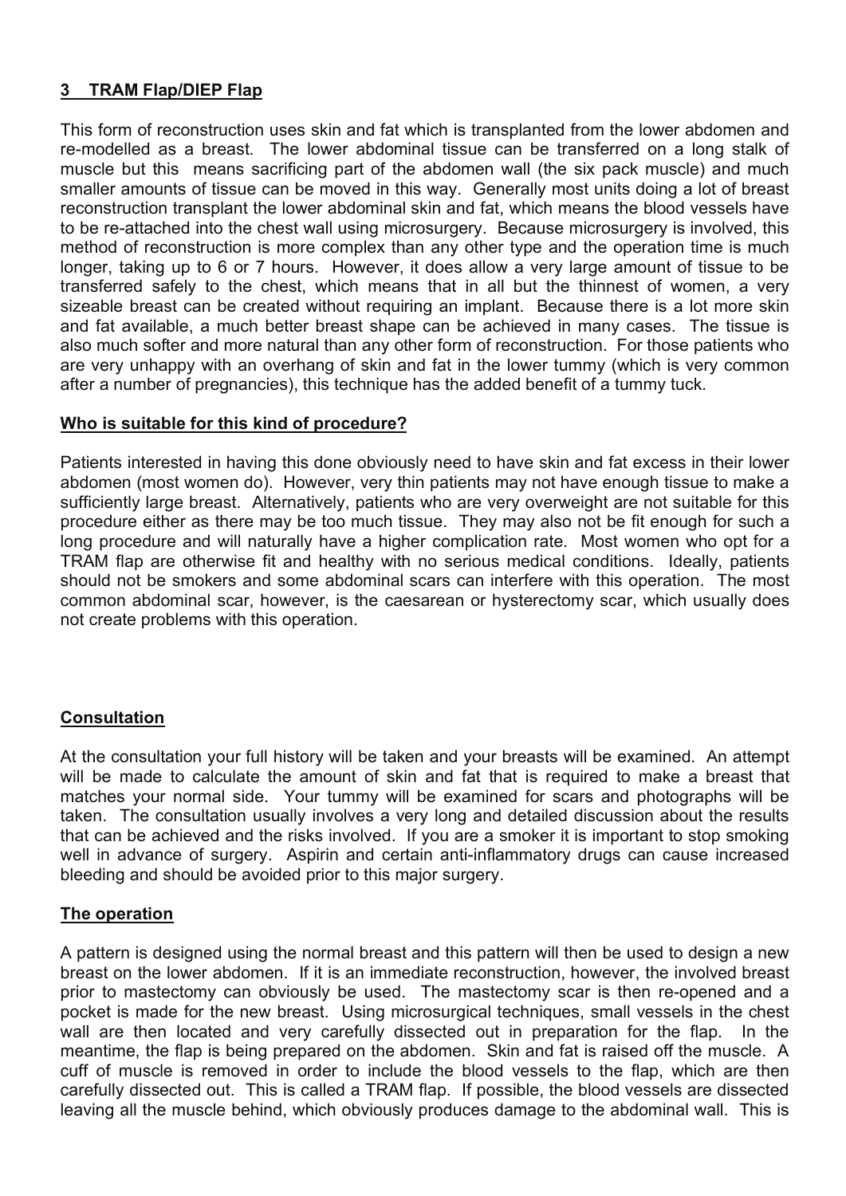## 3 TRAM Flap/DIEP Flap

This form of reconstruction uses skin and fat which is transplanted from the lower abdomen and re-modelled as a breast. The lower abdominal tissue can be transferred on a long stalk of muscle but this means sacrificing part of the abdomen wall (the six pack muscle) and much smaller amounts of tissue can be moved in this way. Generally most units doing a lot of breast reconstruction transplant the lower abdominal skin and fat, which means the blood vessels have to be re-attached into the chest wall using microsurgery. Because microsurgery is involved, this method of reconstruction is more complex than any other type and the operation time is much longer, taking up to 6 or 7 hours. However, it does allow a very large amount of tissue to be transferred safely to the chest, which means that in all but the thinnest of women, a very sizeable breast can be created without requiring an implant. Because there is a lot more skin and fat available, a much better breast shape can be achieved in many cases. The tissue is also much softer and more natural than any other form of reconstruction. For those patients who are very unhappy with an overhang of skin and fat in the lower tummy (which is very common after a number of pregnancies), this technique has the added benefit of a tummy tuck.

### Who is suitable for this kind of procedure?

Patients interested in having this done obviously need to have skin and fat excess in their lower abdomen (most women do). However, very thin patients may not have enough tissue to make a sufficiently large breast. Alternatively, patients who are very overweight are not suitable for this procedure either as there may be too much tissue. They may also not be fit enough for such a long procedure and will naturally have a higher complication rate. Most women who opt for a TRAM flap are otherwise fit and healthy with no serious medical conditions. Ideally, patients should not be smokers and some abdominal scars can interfere with this operation. The most common abdominal scar, however, is the caesarean or hysterectomy scar, which usually does not create problems with this operation.

### Consultation

At the consultation your full history will be taken and your breasts will be examined. An attempt will be made to calculate the amount of skin and fat that is required to make a breast that matches your normal side. Your tummy will be examined for scars and photographs will be taken. The consultation usually involves a very long and detailed discussion about the results that can be achieved and the risks involved. If you are a smoker it is important to stop smoking well in advance of surgery. Aspirin and certain anti-inflammatory drugs can cause increased bleeding and should be avoided prior to this major surgery.

### The operation

A pattern is designed using the normal breast and this pattern will then be used to design a new breast on the lower abdomen. If it is an immediate reconstruction, however, the involved breast prior to mastectomy can obviously be used. The mastectomy scar is then re-opened and a pocket is made for the new breast. Using microsurgical techniques, small vessels in the chest wall are then located and very carefully dissected out in preparation for the flap. In the meantime, the flap is being prepared on the abdomen. Skin and fat is raised off the muscle. A cuff of muscle is removed in order to include the blood vessels to the flap, which are then carefully dissected out. This is called a TRAM flap. If possible, the blood vessels are dissected leaving all the muscle behind, which obviously produces damage to the abdominal wall. This is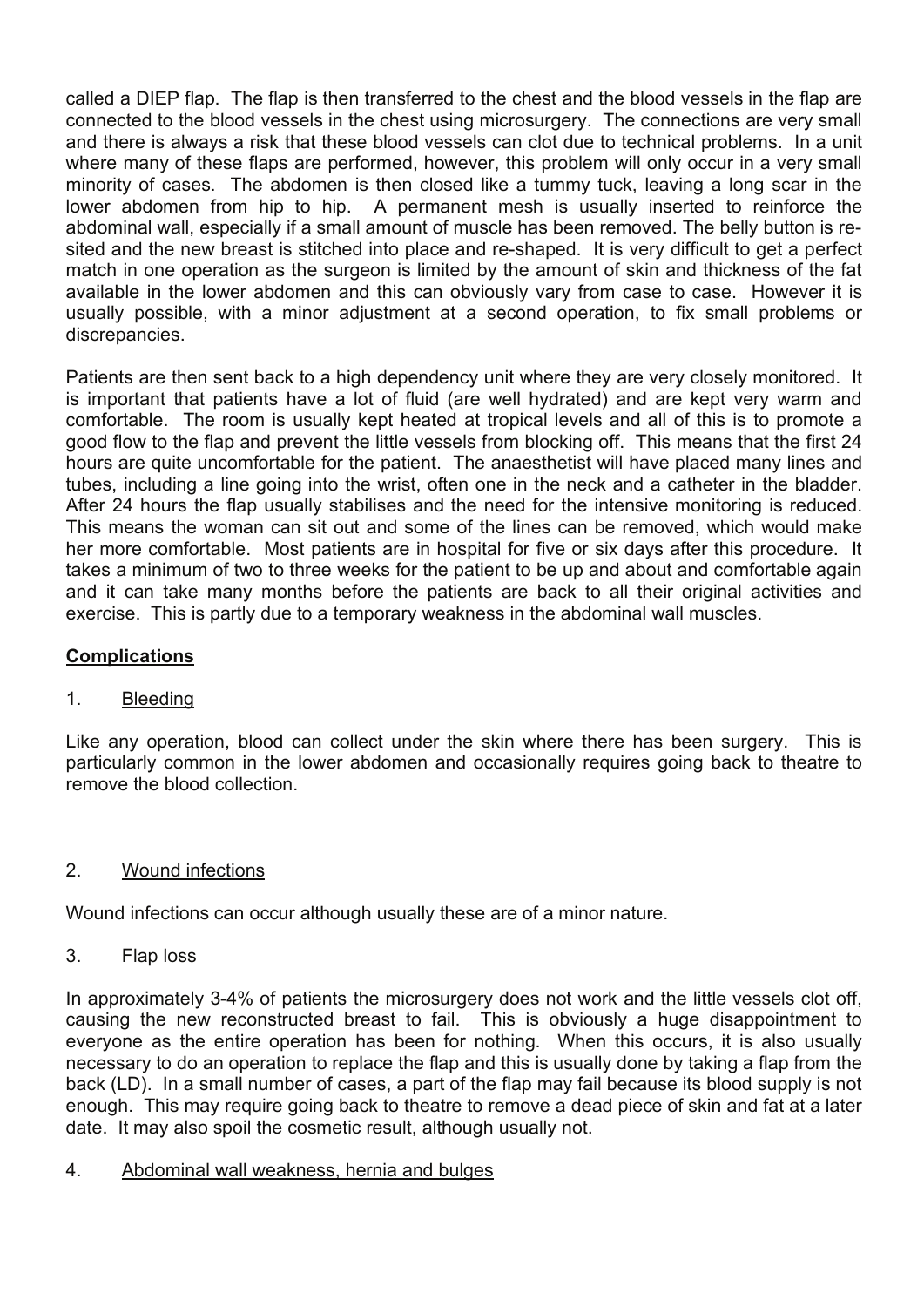called a DIEP flap. The flap is then transferred to the chest and the blood vessels in the flap are connected to the blood vessels in the chest using microsurgery. The connections are very small and there is always a risk that these blood vessels can clot due to technical problems. In a unit where many of these flaps are performed, however, this problem will only occur in a very small minority of cases. The abdomen is then closed like a tummy tuck, leaving a long scar in the lower abdomen from hip to hip. A permanent mesh is usually inserted to reinforce the abdominal wall, especially if a small amount of muscle has been removed. The belly button is re-sited and the new breast is stitched into place and re-shaped. It is very difficult to get a perfect match in one operation as the surgeon is limited by the amount of skin and thickness of the fat available in the lower abdomen and this can obviously vary from case to case. However it is usually possible, with a minor adjustment at a second operation, to fix small problems or discrepancies.

Patients are then sent back to a high dependency unit where they are very closely monitored. It is important that patients have a lot of fluid (are well hydrated) and are kept very warm and comfortable. The room is usually kept heated at tropical levels and all of this is to promote a good flow to the flap and prevent the little vessels from blocking off. This means that the first 24 hours are quite uncomfortable for the patient. The anaesthetist will have placed many lines and tubes, including a line going into the wrist, often one in the neck and a catheter in the bladder. After 24 hours the flap usually stabilises and the need for the intensive monitoring is reduced. This means the woman can sit out and some of the lines can be removed, which would make her more comfortable. Most patients are in hospital for five or six days after this procedure. It takes a minimum of two to three weeks for the patient to be up and about and comfortable again and it can take many months before the patients are back to all their original activities and exercise. This is partly due to a temporary weakness in the abdominal wall muscles.

## Complications

### 1. Bleeding

Like any operation, blood can collect under the skin where there has been surgery. This is particularly common in the lower abdomen and occasionally requires going back to theatre to remove the blood collection.

### 2. Wound infections

Wound infections can occur although usually these are of a minor nature.

### 3. Flap loss

In approximately 3-4% of patients the microsurgery does not work and the little vessels clot off, causing the new reconstructed breast to fail. This is obviously a huge disappointment to everyone as the entire operation has been for nothing. When this occurs, it is also usually necessary to do an operation to replace the flap and this is usually done by taking a flap from the back (LD). In a small number of cases, a part of the flap may fail because its blood supply is not enough. This may require going back to theatre to remove a dead piece of skin and fat at a later date. It may also spoil the cosmetic result, although usually not.

### 4. Abdominal wall weakness, hernia and bulges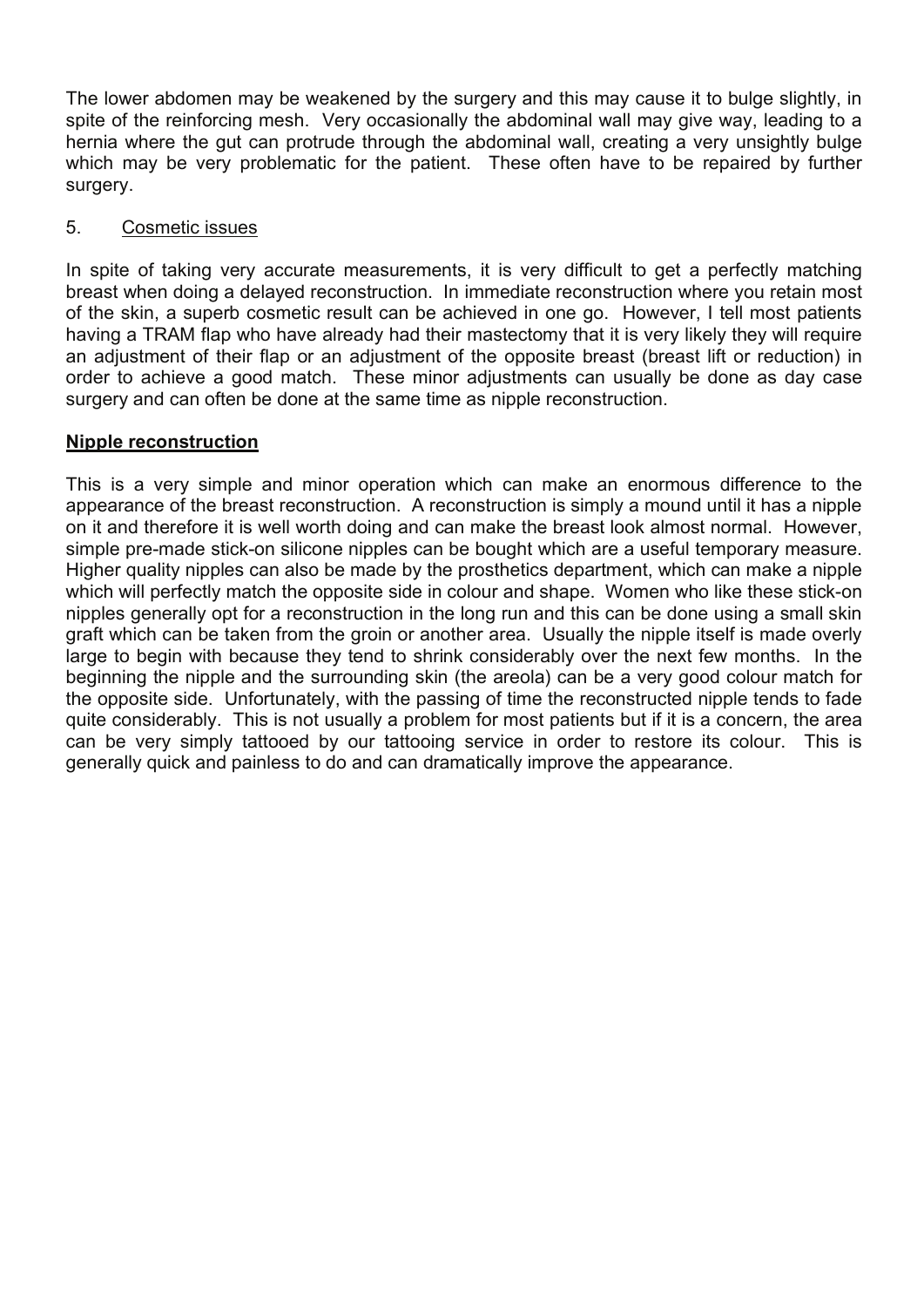The lower abdomen may be weakened by the surgery and this may cause it to bulge slightly, in spite of the reinforcing mesh. Very occasionally the abdominal wall may give way, leading to a hernia where the gut can protrude through the abdominal wall, creating a very unsightly bulge which may be very problematic for the patient. These often have to be repaired by further surgery.

5. Cosmetic issues

In spite of taking very accurate measurements, it is very difficult to get a perfectly matching breast when doing a delayed reconstruction. In immediate reconstruction where you retain most of the skin, a superb cosmetic result can be achieved in one go. However, I tell most patients having a TRAM flap who have already had their mastectomy that it is very likely they will require an adjustment of their flap or an adjustment of the opposite breast (breast lift or reduction) in order to achieve a good match. These minor adjustments can usually be done as day case surgery and can often be done at the same time as nipple reconstruction.

**Nipple reconstruction**

This is a very simple and minor operation which can make an enormous difference to the appearance of the breast reconstruction. A reconstruction is simply a mound until it has a nipple on it and therefore it is well worth doing and can make the breast look almost normal. However, simple pre-made stick-on silicone nipples can be bought which are a useful temporary measure. Higher quality nipples can also be made by the prosthetics department, which can make a nipple which will perfectly match the opposite side in colour and shape. Women who like these stick-on nipples generally opt for a reconstruction in the long run and this can be done using a small skin graft which can be taken from the groin or another area. Usually the nipple itself is made overly large to begin with because they tend to shrink considerably over the next few months. In the beginning the nipple and the surrounding skin (the areola) can be a very good colour match for the opposite side. Unfortunately, with the passing of time the reconstructed nipple tends to fade quite considerably. This is not usually a problem for most patients but if it is a concern, the area can be very simply tattooed by our tattooing service in order to restore its colour. This is generally quick and painless to do and can dramatically improve the appearance.